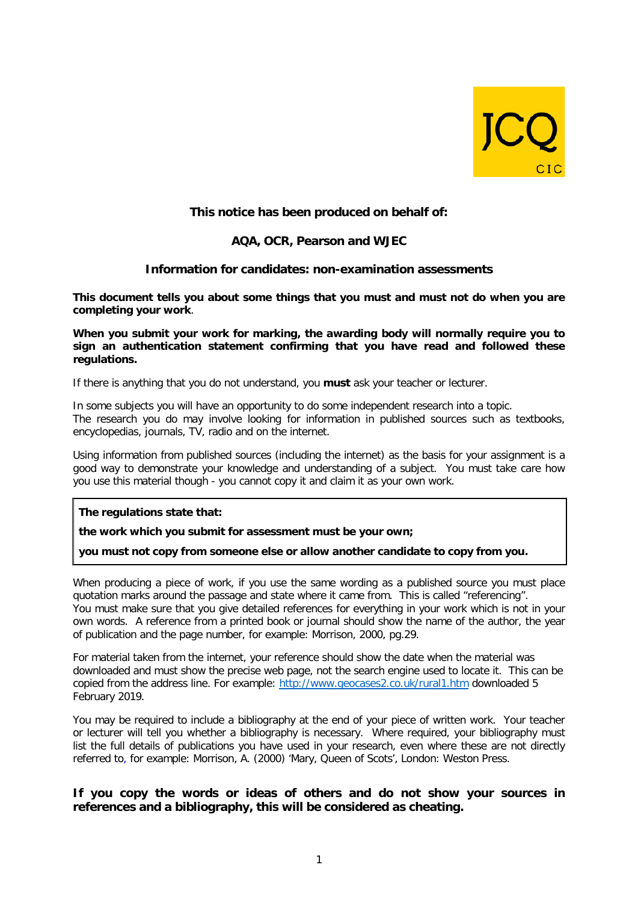JCQ CIC

**This notice has been produced on behalf of:**

**AQA, OCR, Pearson and WJEC**

# Information for candidates: non-examination assessments

**This document tells you about some things that you must and must not do when you are completing your work**.

**When you submit your work for marking, the awarding body will normally require you to sign an authentication statement confirming that you have read and followed these regulations.**

If there is anything that you do not understand, you **must** ask your teacher or lecturer.

In some subjects you will have an opportunity to do some independent research into a topic. The research you do may involve looking for information in published sources such as textbooks, encyclopedias, journals, TV, radio and on the internet.

Using information from published sources (including the internet) as the basis for your assignment is a good way to demonstrate your knowledge and understanding of a subject. You must take care how you use this material though - you cannot copy it and claim it as your own work.

> **The regulations state that:**
>
> **the work which you submit for assessment must be your own;**
>
> **you must not copy from someone else or allow another candidate to copy from you.**

When producing a piece of work, if you use the same wording as a published source you must place quotation marks around the passage and state where it came from. This is called "referencing". You must make sure that you give detailed references for everything in your work which is not in your own words. A reference from a printed book or journal should show the name of the author, the year of publication and the page number, for example: Morrison, 2000, pg.29.

For material taken from the internet, your reference should show the date when the material was downloaded and must show the precise web page, not the search engine used to locate it. This can be copied from the address line. For example: http://www.geocases2.co.uk/rural1.htm downloaded 5 February 2019.

You may be required to include a bibliography at the end of your piece of written work. Your teacher or lecturer will tell you whether a bibliography is necessary. Where required, your bibliography must list the full details of publications you have used in your research, even where these are not directly referred to, for example: Morrison, A. (2000) 'Mary, Queen of Scots', London: Weston Press.

**If you copy the words or ideas of others and do not show your sources in references and a bibliography, this will be considered as cheating.**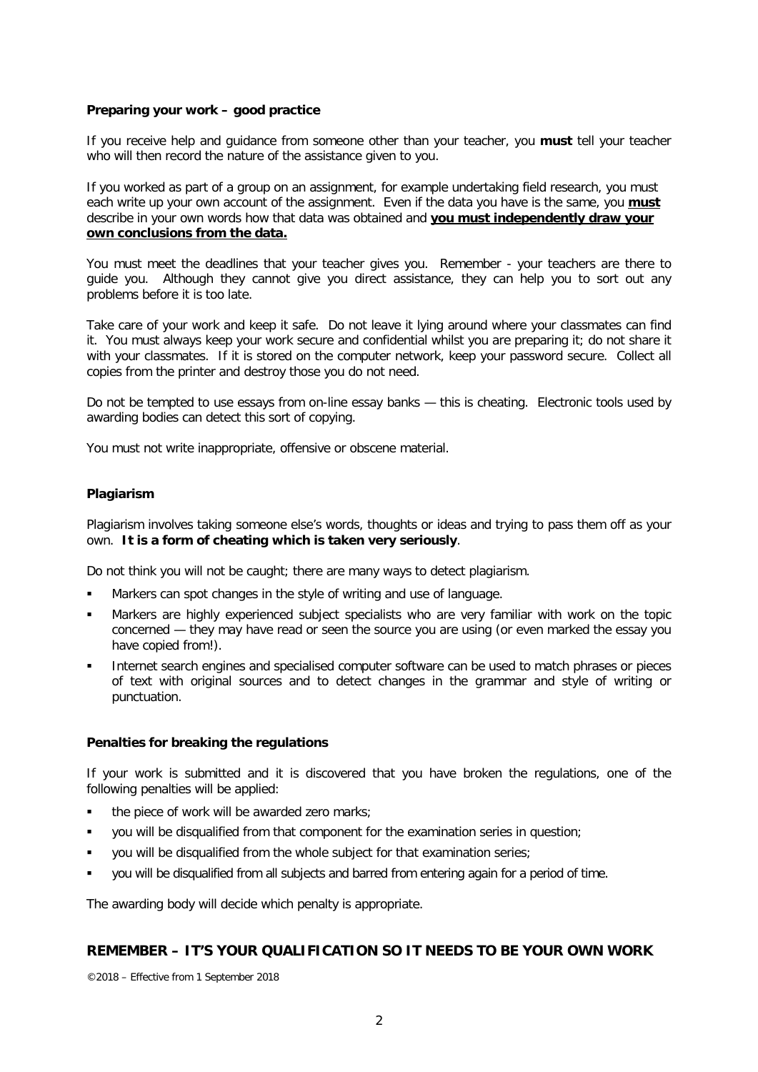**Preparing your work – good practice**

If you receive help and guidance from someone other than your teacher, you **must** tell your teacher who will then record the nature of the assistance given to you.

If you worked as part of a group on an assignment, for example undertaking field research, you must each write up your own account of the assignment. Even if the data you have is the same, you **must** describe in your own words how that data was obtained and **you must independently draw your own conclusions from the data.**

You must meet the deadlines that your teacher gives you. Remember - your teachers are there to guide you. Although they cannot give you direct assistance, they can help you to sort out any problems before it is too late.

Take care of your work and keep it safe. Do not leave it lying around where your classmates can find it. You must always keep your work secure and confidential whilst you are preparing it; do not share it with your classmates. If it is stored on the computer network, keep your password secure. Collect all copies from the printer and destroy those you do not need.

Do not be tempted to use essays from on-line essay banks — this is cheating. Electronic tools used by awarding bodies can detect this sort of copying.

You must not write inappropriate, offensive or obscene material.

**Plagiarism**

Plagiarism involves taking someone else's words, thoughts or ideas and trying to pass them off as your own. **It is a form of cheating which is taken very seriously**.

Do not think you will not be caught; there are many ways to detect plagiarism.

- Markers can spot changes in the style of writing and use of language.
- Markers are highly experienced subject specialists who are very familiar with work on the topic concerned — they may have read or seen the source you are using (or even marked the essay you have copied from!).
- Internet search engines and specialised computer software can be used to match phrases or pieces of text with original sources and to detect changes in the grammar and style of writing or punctuation.

**Penalties for breaking the regulations**

If your work is submitted and it is discovered that you have broken the regulations, one of the following penalties will be applied:

- the piece of work will be awarded zero marks;
- you will be disqualified from that component for the examination series in question;
- you will be disqualified from the whole subject for that examination series;
- you will be disqualified from all subjects and barred from entering again for a period of time.

The awarding body will decide which penalty is appropriate.

**REMEMBER – IT'S YOUR QUALIFICATION SO IT NEEDS TO BE YOUR OWN WORK**

©2018 – Effective from 1 September 2018